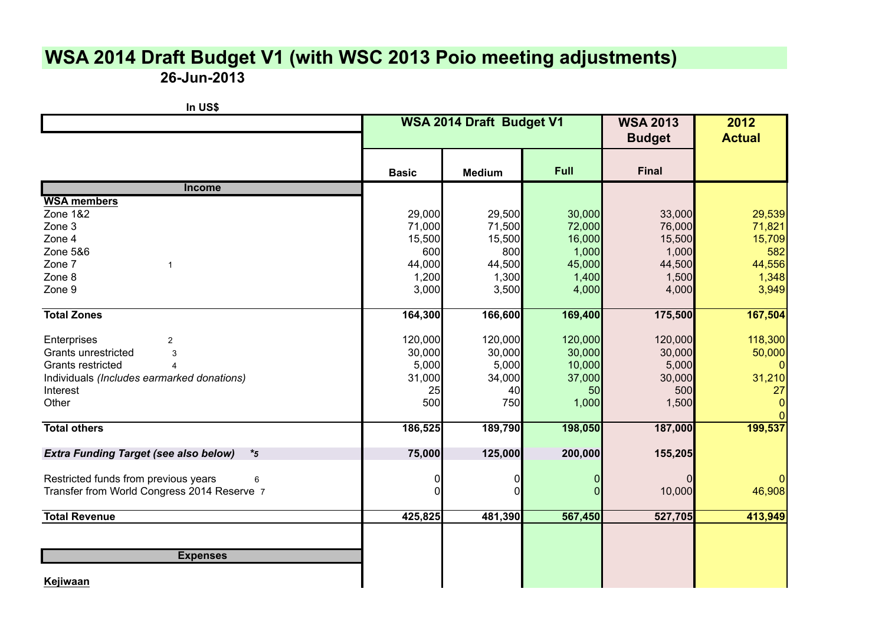# WSA 2014 Draft Budget V1 (with WSC 2013 Poio meeting adjustments)

**26-Jun-2013**

**In US$**

| | | WSA 2014 Draft Budget V1 | | | WSA 2013 Budget | 2012 Actual |
|---|---|---|---|---|---|---|
| | | **Basic** | **Medium** | **Full** | **Final** | |
| **Income** | | | | | | |
| **WSA members** | | | | | | |
| Zone 1&2 | | 29,000 | 29,500 | 30,000 | 33,000 | 29,539 |
| Zone 3 | | 71,000 | 71,500 | 72,000 | 76,000 | 71,821 |
| Zone 4 | | 15,500 | 15,500 | 16,000 | 15,500 | 15,709 |
| Zone 5&6 | | 600 | 800 | 1,000 | 1,000 | 582 |
| Zone 7 | 1 | 44,000 | 44,500 | 45,000 | 44,500 | 44,556 |
| Zone 8 | | 1,200 | 1,300 | 1,400 | 1,500 | 1,348 |
| Zone 9 | | 3,000 | 3,500 | 4,000 | 4,000 | 3,949 |
| **Total Zones** | | **164,300** | **166,600** | **169,400** | **175,500** | **167,504** |
| Enterprises | 2 | 120,000 | 120,000 | 120,000 | 120,000 | 118,300 |
| Grants unrestricted | 3 | 30,000 | 30,000 | 30,000 | 30,000 | 50,000 |
| Grants restricted | 4 | 5,000 | 5,000 | 10,000 | 5,000 | 0 |
| Individuals *(Includes earmarked donations)* | | 31,000 | 34,000 | 37,000 | 30,000 | 31,210 |
| Interest | | 25 | 40 | 50 | 500 | 27 |
| Other | | 500 | 750 | 1,000 | 1,500 | 0 |
| | | | | | | 0 |
| **Total others** | | **186,525** | **189,790** | **198,050** | **187,000** | **199,537** |
| ***Extra Funding Target (see also below)*** | *5 | **75,000** | **125,000** | **200,000** | **155,205** | |
| Restricted funds from previous years | 6 | 0 | 0 | 0 | 0 | 0 |
| Transfer from World Congress 2014 Reserve | 7 | 0 | 0 | 0 | 10,000 | 46,908 |
| **Total Revenue** | | **425,825** | **481,390** | **567,450** | **527,705** | **413,949** |
| **Expenses** | | | | | | |
| **Kejiwaan** | | | | | | |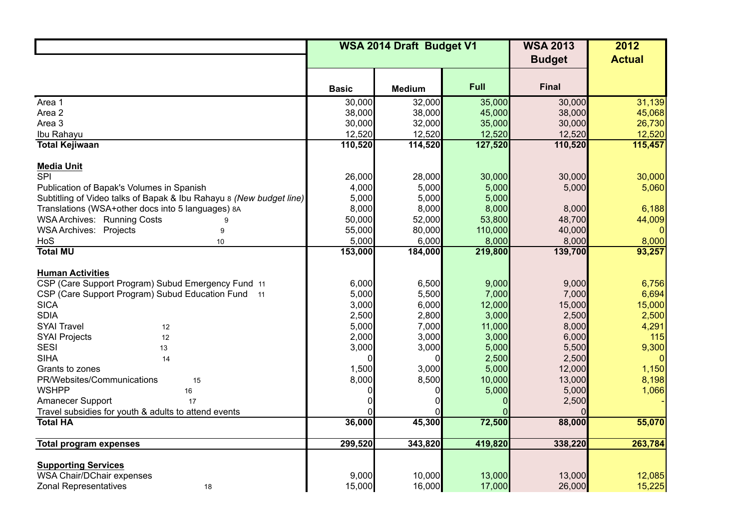| | WSA 2014 Draft Budget V1 | | | WSA 2013 Budget | 2012 Actual |
|---|---|---|---|---|---|
| | Basic | Medium | Full | Final | |
| Area 1 | 30,000 | 32,000 | 35,000 | 30,000 | 31,139 |
| Area 2 | 38,000 | 38,000 | 45,000 | 38,000 | 45,068 |
| Area 3 | 30,000 | 32,000 | 35,000 | 30,000 | 26,730 |
| Ibu Rahayu | 12,520 | 12,520 | 12,520 | 12,520 | 12,520 |
| **Total Kejiwaan** | **110,520** | **114,520** | **127,520** | **110,520** | **115,457** |
| | | | | | |
| **Media Unit** | | | | | |
| SPI | 26,000 | 28,000 | 30,000 | 30,000 | 30,000 |
| Publication of Bapak's Volumes in Spanish | 4,000 | 5,000 | 5,000 | 5,000 | 5,060 |
| Subtitling of Video talks of Bapak & Ibu Rahayu 8 *(New budget line)* | 5,000 | 5,000 | 5,000 | | |
| Translations (WSA+other docs into 5 languages) 8A | 8,000 | 8,000 | 8,000 | 8,000 | 6,188 |
| WSA Archives: Running Costs 9 | 50,000 | 52,000 | 53,800 | 48,700 | 44,009 |
| WSA Archives: Projects 9 | 55,000 | 80,000 | 110,000 | 40,000 | 0 |
| HoS 10 | 5,000 | 6,000 | 8,000 | 8,000 | 8,000 |
| **Total MU** | **153,000** | **184,000** | **219,800** | **139,700** | **93,257** |
| | | | | | |
| **Human Activities** | | | | | |
| CSP (Care Support Program) Subud Emergency Fund 11 | 6,000 | 6,500 | 9,000 | 9,000 | 6,756 |
| CSP (Care Support Program) Subud Education Fund 11 | 5,000 | 5,500 | 7,000 | 7,000 | 6,694 |
| SICA | 3,000 | 6,000 | 12,000 | 15,000 | 15,000 |
| SDIA | 2,500 | 2,800 | 3,000 | 2,500 | 2,500 |
| SYAI Travel 12 | 5,000 | 7,000 | 11,000 | 8,000 | 4,291 |
| SYAI Projects 12 | 2,000 | 3,000 | 3,000 | 6,000 | 115 |
| SESI 13 | 3,000 | 3,000 | 5,000 | 5,500 | 9,300 |
| SIHA 14 | 0 | 0 | 2,500 | 2,500 | 0 |
| Grants to zones | 1,500 | 3,000 | 5,000 | 12,000 | 1,150 |
| PR/Websites/Communications 15 | 8,000 | 8,500 | 10,000 | 13,000 | 8,198 |
| WSHPP 16 | 0 | 0 | 5,000 | 5,000 | 1,066 |
| Amanecer Support 17 | 0 | 0 | 0 | 2,500 | - |
| Travel subsidies for youth & adults to attend events | 0 | 0 | 0 | 0 | |
| **Total HA** | **36,000** | **45,300** | **72,500** | **88,000** | **55,070** |
| | | | | | |
| **Total program expenses** | **299,520** | **343,820** | **419,820** | **338,220** | **263,784** |
| | | | | | |
| **Supporting Services** | | | | | |
| WSA Chair/DChair expenses | 9,000 | 10,000 | 13,000 | 13,000 | 12,085 |
| Zonal Representatives 18 | 15,000 | 16,000 | 17,000 | 26,000 | 15,225 |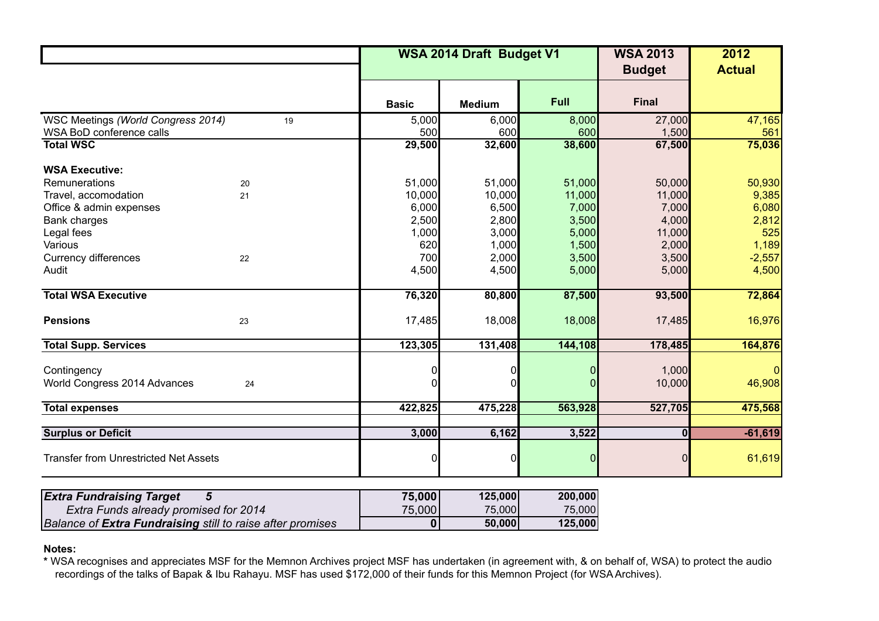| | | WSA 2014 Draft Budget V1 | | | WSA 2013 Budget | 2012 Actual |
|---|---|---|---|---|---|---|
| | | Basic | Medium | Full | Final | |
| WSC Meetings *(World Congress 2014)* | 19 | 5,000 | 6,000 | 8,000 | 27,000 | 47,165 |
| WSA BoD conference calls | | 500 | 600 | 600 | 1,500 | 561 |
| **Total WSC** | | **29,500** | **32,600** | **38,600** | **67,500** | **75,036** |
| | | | | | | |
| **WSA Executive:** | | | | | | |
| Remunerations | 20 | 51,000 | 51,000 | 51,000 | 50,000 | 50,930 |
| Travel, accomodation | 21 | 10,000 | 10,000 | 11,000 | 11,000 | 9,385 |
| Office & admin expenses | | 6,000 | 6,500 | 7,000 | 7,000 | 6,080 |
| Bank charges | | 2,500 | 2,800 | 3,500 | 4,000 | 2,812 |
| Legal fees | | 1,000 | 3,000 | 5,000 | 11,000 | 525 |
| Various | | 620 | 1,000 | 1,500 | 2,000 | 1,189 |
| Currency differences | 22 | 700 | 2,000 | 3,500 | 3,500 | -2,557 |
| Audit | | 4,500 | 4,500 | 5,000 | 5,000 | 4,500 |
| | | | | | | |
| **Total WSA Executive** | | **76,320** | **80,800** | **87,500** | **93,500** | **72,864** |
| | | | | | | |
| **Pensions** | 23 | 17,485 | 18,008 | 18,008 | 17,485 | 16,976 |
| | | | | | | |
| **Total Supp. Services** | | **123,305** | **131,408** | **144,108** | **178,485** | **164,876** |
| | | | | | | |
| Contingency | | 0 | 0 | 0 | 1,000 | 0 |
| World Congress 2014 Advances | 24 | 0 | 0 | 0 | 10,000 | 46,908 |
| | | | | | | |
| **Total expenses** | | **422,825** | **475,228** | **563,928** | **527,705** | **475,568** |
| | | | | | | |
| **Surplus or Deficit** | | **3,000** | **6,162** | **3,522** | **0** | **-61,619** |
| | | | | | | |
| Transfer from Unrestricted Net Assets | | 0 | 0 | 0 | 0 | 61,619 |

| | Basic | Medium | Full |
|---|---|---|---|
| ***Extra Fundraising Target*** ***5*** | **75,000** | **125,000** | **200,000** |
| *Extra Funds already promised for 2014* | 75,000 | 75,000 | 75,000 |
| *Balance of **Extra Fundraising** still to raise after promises* | **0** | **50,000** | **125,000** |

**Notes:**

**\*** WSA recognises and appreciates MSF for the Memnon Archives project MSF has undertaken (in agreement with, & on behalf of, WSA) to protect the audio recordings of the talks of Bapak & Ibu Rahayu. MSF has used $172,000 of their funds for this Memnon Project (for WSA Archives).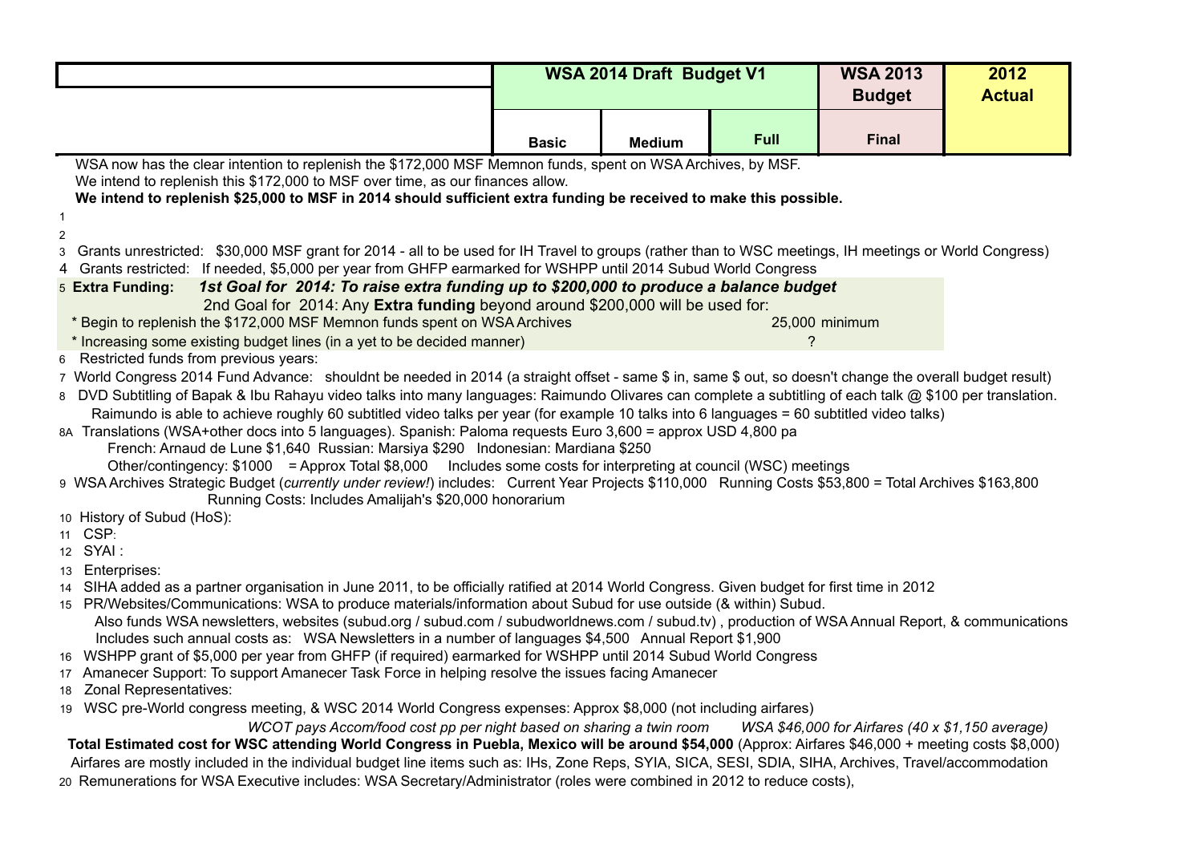| | WSA 2014 Draft Budget V1 | | | WSA 2013 Budget | 2012 Actual |
|---|---|---|---|---|---|
| | Basic | Medium | Full | Final | |

WSA now has the clear intention to replenish the $172,000 MSF Memnon funds, spent on WSA Archives, by MSF.
We intend to replenish this $172,000 to MSF over time, as our finances allow.
**We intend to replenish $25,000 to MSF in 2014 should sufficient extra funding be received to make this possible.**

1

2

3 Grants unrestricted: $30,000 MSF grant for 2014 - all to be used for IH Travel to groups (rather than to WSC meetings, IH meetings or World Congress)

4 Grants restricted: If needed, $5,000 per year from GHFP earmarked for WSHPP until 2014 Subud World Congress

5 **Extra Funding:** ***1st Goal for 2014: To raise extra funding up to $200,000 to produce a balance budget***
2nd Goal for 2014: Any **Extra funding** beyond around $200,000 will be used for:
* Begin to replenish the $172,000 MSF Memnon funds spent on WSA Archives — 25,000 minimum
* Increasing some existing budget lines (in a yet to be decided manner) — ?

6 Restricted funds from previous years:

7 World Congress 2014 Fund Advance: shouldnt be needed in 2014 (a straight offset - same $ in, same $ out, so doesn't change the overall budget result)

8 DVD Subtitling of Bapak & Ibu Rahayu video talks into many languages: Raimundo Olivares can complete a subtitling of each talk @ $100 per translation.
Raimundo is able to achieve roughly 60 subtitled video talks per year (for example 10 talks into 6 languages = 60 subtitled video talks)

8A Translations (WSA+other docs into 5 languages). Spanish: Paloma requests Euro 3,600 = approx USD 4,800 pa
French: Arnaud de Lune $1,640 Russian: Marsiya $290 Indonesian: Mardiana $250
Other/contingency: $1000 = Approx Total $8,000 Includes some costs for interpreting at council (WSC) meetings

9 WSA Archives Strategic Budget (*currently under review!*) includes: Current Year Projects $110,000 Running Costs $53,800 = Total Archives $163,800
Running Costs: Includes Amalijah's $20,000 honorarium

10 History of Subud (HoS):

11 CSP:

12 SYAI :

13 Enterprises:

14 SIHA added as a partner organisation in June 2011, to be officially ratified at 2014 World Congress. Given budget for first time in 2012

15 PR/Websites/Communications: WSA to produce materials/information about Subud for use outside (& within) Subud.
Also funds WSA newsletters, websites (subud.org / subud.com / subudworldnews.com / subud.tv) , production of WSA Annual Report, & communications
Includes such annual costs as: WSA Newsletters in a number of languages $4,500 Annual Report $1,900

16 WSHPP grant of $5,000 per year from GHFP (if required) earmarked for WSHPP until 2014 Subud World Congress

17 Amanecer Support: To support Amanecer Task Force in helping resolve the issues facing Amanecer

18 Zonal Representatives:

19 WSC pre-World congress meeting, & WSC 2014 World Congress expenses: Approx $8,000 (not including airfares)
*WCOT pays Accom/food cost pp per night based on sharing a twin room* *WSA $46,000 for Airfares (40 x $1,150 average)*
**Total Estimated cost for WSC attending World Congress in Puebla, Mexico will be around $54,000** (Approx: Airfares $46,000 + meeting costs $8,000)
Airfares are mostly included in the individual budget line items such as: IHs, Zone Reps, SYIA, SICA, SESI, SDIA, SIHA, Archives, Travel/accommodation

20 Remunerations for WSA Executive includes: WSA Secretary/Administrator (roles were combined in 2012 to reduce costs),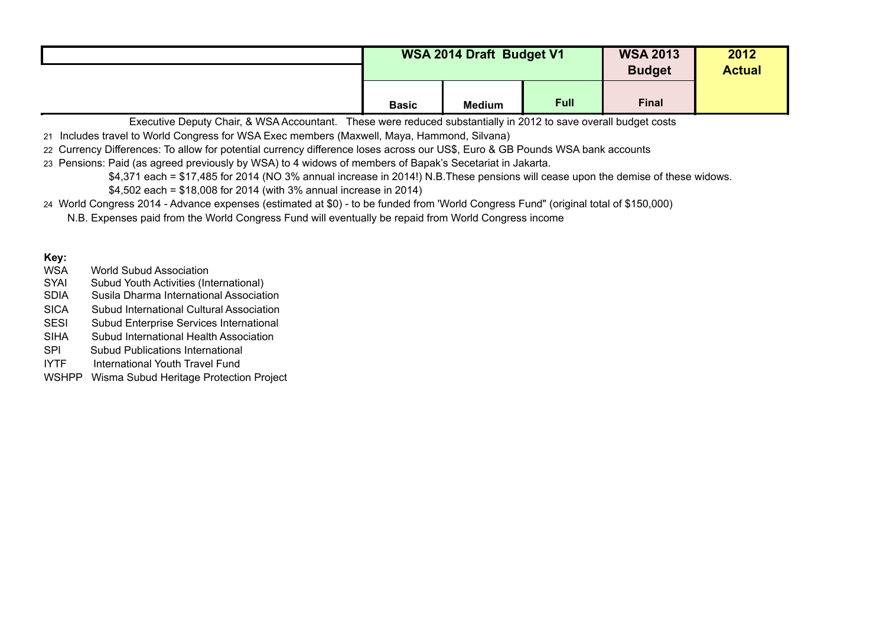| | WSA 2014 Draft Budget V1 | | | WSA 2013 Budget | 2012 Actual |
|---|---|---|---|---|---|
| | Basic | Medium | Full | Final | |

Executive Deputy Chair, & WSA Accountant. These were reduced substantially in 2012 to save overall budget costs

21 Includes travel to World Congress for WSA Exec members (Maxwell, Maya, Hammond, Silvana)

22 Currency Differences: To allow for potential currency difference loses across our US$, Euro & GB Pounds WSA bank accounts

23 Pensions: Paid (as agreed previously by WSA) to 4 widows of members of Bapak's Secetariat in Jakarta.

$4,371 each = $17,485 for 2014 (NO 3% annual increase in 2014!) N.B.These pensions will cease upon the demise of these widows.

$4,502 each = $18,008 for 2014 (with 3% annual increase in 2014)

24 World Congress 2014 - Advance expenses (estimated at $0) - to be funded from 'World Congress Fund" (original total of $150,000)

N.B. Expenses paid from the World Congress Fund will eventually be repaid from World Congress income

**Key:**

- WSA World Subud Association
- SYAI Subud Youth Activities (International)
- SDIA Susila Dharma International Association
- SICA Subud International Cultural Association
- SESI Subud Enterprise Services International
- SIHA Subud International Health Association
- SPI Subud Publications International
- IYTF International Youth Travel Fund
- WSHPP Wisma Subud Heritage Protection Project